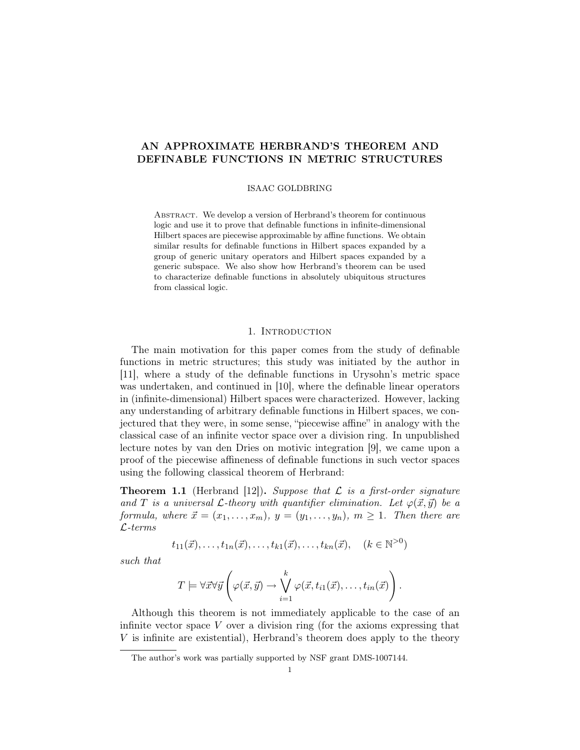# AN APPROXIMATE HERBRAND'S THEOREM AND DEFINABLE FUNCTIONS IN METRIC STRUCTURES

ISAAC GOLDBRING

Abstract. We develop a version of Herbrand's theorem for continuous logic and use it to prove that definable functions in infinite-dimensional Hilbert spaces are piecewise approximable by affine functions. We obtain similar results for definable functions in Hilbert spaces expanded by a group of generic unitary operators and Hilbert spaces expanded by a generic subspace. We also show how Herbrand's theorem can be used to characterize definable functions in absolutely ubiquitous structures from classical logic.

## 1. Introduction

The main motivation for this paper comes from the study of definable functions in metric structures; this study was initiated by the author in [11], where a study of the definable functions in Urysohn's metric space was undertaken, and continued in [10], where the definable linear operators in (infinite-dimensional) Hilbert spaces were characterized. However, lacking any understanding of arbitrary definable functions in Hilbert spaces, we conjectured that they were, in some sense, "piecewise affine" in analogy with the classical case of an infinite vector space over a division ring. In unpublished lecture notes by van den Dries on motivic integration [9], we came upon a proof of the piecewise affineness of definable functions in such vector spaces using the following classical theorem of Herbrand:

**Theorem 1.1** (Herbrand [12]). *Suppose that $\mathcal{L}$ is a first-order signature and $T$ is a universal $\mathcal{L}$-theory with quantifier elimination. Let $\varphi(\vec{x}, \vec{y})$ be a formula, where $\vec{x} = (x_1, \ldots, x_m)$, $y = (y_1, \ldots, y_n)$, $m \geq 1$. Then there are $\mathcal{L}$-terms*

$$t_{11}(\vec{x}), \ldots, t_{1n}(\vec{x}), \ldots, t_{k1}(\vec{x}), \ldots, t_{kn}(\vec{x}), \quad (k \in \mathbb{N}^{>0})$$

*such that*

$$T \models \forall \vec{x} \forall \vec{y} \left( \varphi(\vec{x}, \vec{y}) \rightarrow \bigvee_{i=1}^{k} \varphi(\vec{x}, t_{i1}(\vec{x}), \ldots, t_{in}(\vec{x}) \right).$$

Although this theorem is not immediately applicable to the case of an infinite vector space $V$ over a division ring (for the axioms expressing that $V$ is infinite are existential), Herbrand's theorem does apply to the theory

The author's work was partially supported by NSF grant DMS-1007144.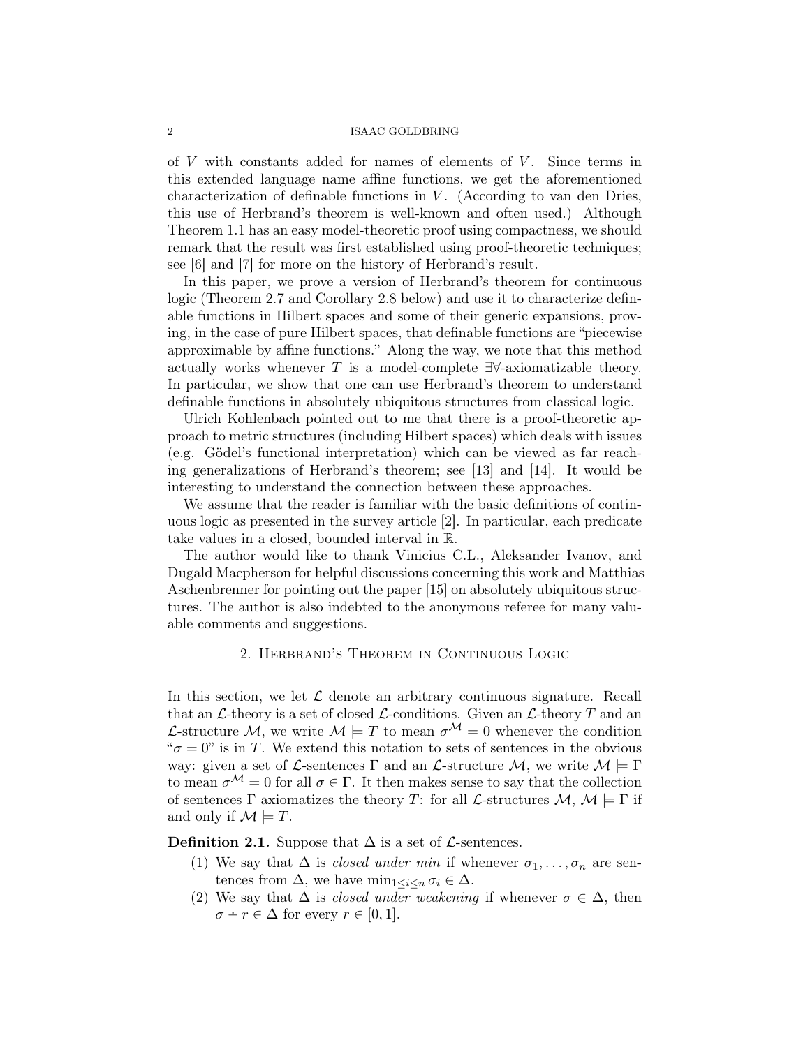of $V$ with constants added for names of elements of $V$. Since terms in this extended language name affine functions, we get the aforementioned characterization of definable functions in $V$. (According to van den Dries, this use of Herbrand's theorem is well-known and often used.) Although Theorem 1.1 has an easy model-theoretic proof using compactness, we should remark that the result was first established using proof-theoretic techniques; see [6] and [7] for more on the history of Herbrand's result.

In this paper, we prove a version of Herbrand's theorem for continuous logic (Theorem 2.7 and Corollary 2.8 below) and use it to characterize definable functions in Hilbert spaces and some of their generic expansions, proving, in the case of pure Hilbert spaces, that definable functions are "piecewise approximable by affine functions." Along the way, we note that this method actually works whenever $T$ is a model-complete $\exists\forall$-axiomatizable theory. In particular, we show that one can use Herbrand's theorem to understand definable functions in absolutely ubiquitous structures from classical logic.

Ulrich Kohlenbach pointed out to me that there is a proof-theoretic approach to metric structures (including Hilbert spaces) which deals with issues (e.g. Gödel's functional interpretation) which can be viewed as far reaching generalizations of Herbrand's theorem; see [13] and [14]. It would be interesting to understand the connection between these approaches.

We assume that the reader is familiar with the basic definitions of continuous logic as presented in the survey article [2]. In particular, each predicate take values in a closed, bounded interval in $\mathbb{R}$.

The author would like to thank Vinicius C.L., Aleksander Ivanov, and Dugald Macpherson for helpful discussions concerning this work and Matthias Aschenbrenner for pointing out the paper [15] on absolutely ubiquitous structures. The author is also indebted to the anonymous referee for many valuable comments and suggestions.

## 2. Herbrand's Theorem in Continuous Logic

In this section, we let $\mathcal{L}$ denote an arbitrary continuous signature. Recall that an $\mathcal{L}$-theory is a set of closed $\mathcal{L}$-conditions. Given an $\mathcal{L}$-theory $T$ and an $\mathcal{L}$-structure $\mathcal{M}$, we write $\mathcal{M} \models T$ to mean $\sigma^{\mathcal{M}} = 0$ whenever the condition "$\sigma = 0$" is in $T$. We extend this notation to sets of sentences in the obvious way: given a set of $\mathcal{L}$-sentences $\Gamma$ and an $\mathcal{L}$-structure $\mathcal{M}$, we write $\mathcal{M} \models \Gamma$ to mean $\sigma^{\mathcal{M}} = 0$ for all $\sigma \in \Gamma$. It then makes sense to say that the collection of sentences $\Gamma$ axiomatizes the theory $T$: for all $\mathcal{L}$-structures $\mathcal{M}$, $\mathcal{M} \models \Gamma$ if and only if $\mathcal{M} \models T$.

**Definition 2.1.** Suppose that $\Delta$ is a set of $\mathcal{L}$-sentences.

1. We say that $\Delta$ is *closed under min* if whenever $\sigma_1, \ldots, \sigma_n$ are sentences from $\Delta$, we have $\min_{1 \leq i \leq n} \sigma_i \in \Delta$.
2. We say that $\Delta$ is *closed under weakening* if whenever $\sigma \in \Delta$, then $\sigma \dot{-} r \in \Delta$ for every $r \in [0, 1]$.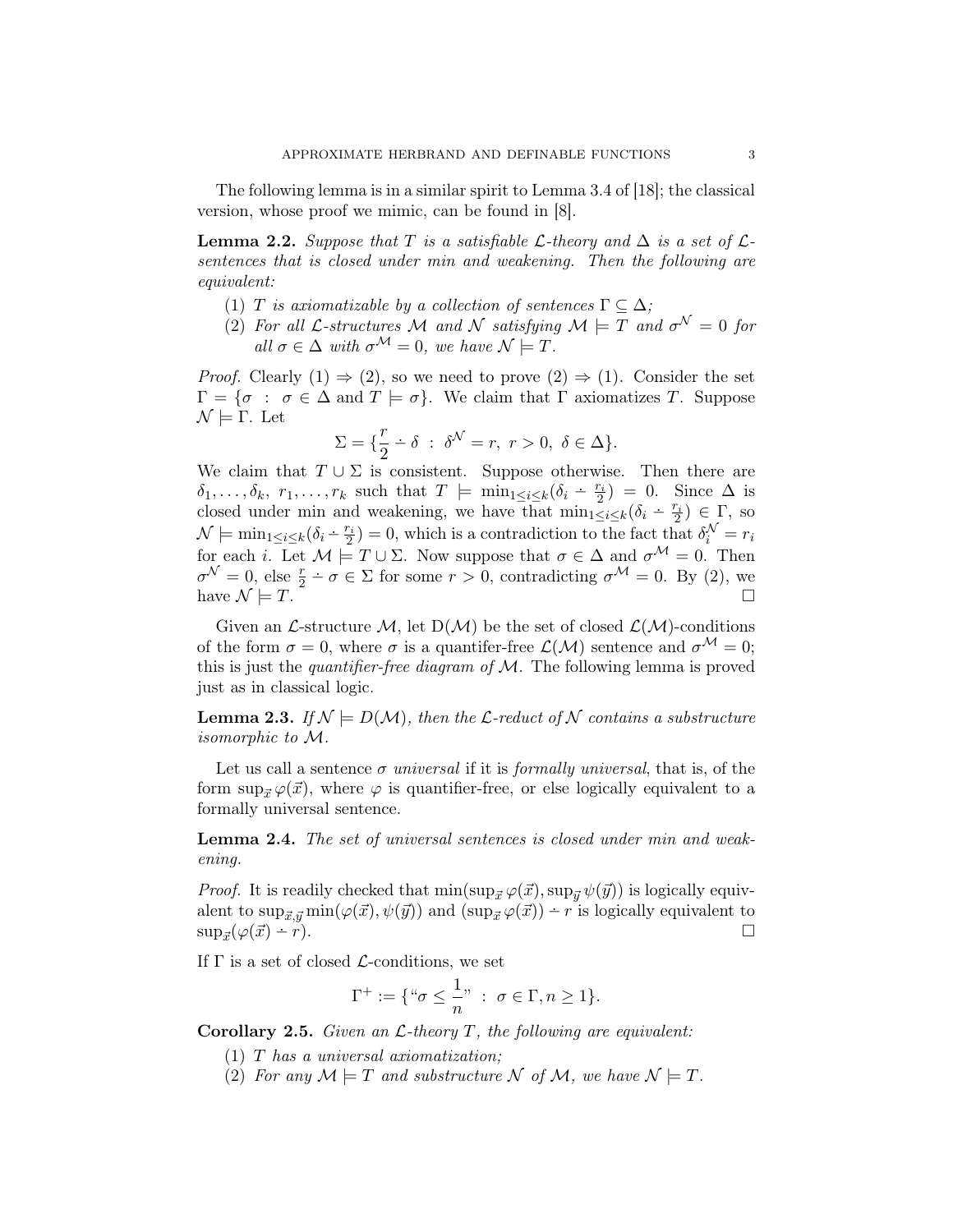The following lemma is in a similar spirit to Lemma 3.4 of [18]; the classical version, whose proof we mimic, can be found in [8].

**Lemma 2.2.** *Suppose that $T$ is a satisfiable $\mathcal{L}$-theory and $\Delta$ is a set of $\mathcal{L}$-sentences that is closed under min and weakening. Then the following are equivalent:*

1. *$T$ is axiomatizable by a collection of sentences $\Gamma \subseteq \Delta$;*
2. *For all $\mathcal{L}$-structures $\mathcal{M}$ and $\mathcal{N}$ satisfying $\mathcal{M} \models T$ and $\sigma^{\mathcal{N}} = 0$ for all $\sigma \in \Delta$ with $\sigma^{\mathcal{M}} = 0$, we have $\mathcal{N} \models T$.*

*Proof.* Clearly (1) $\Rightarrow$ (2), so we need to prove (2) $\Rightarrow$ (1). Consider the set $\Gamma = \{\sigma \ : \ \sigma \in \Delta \text{ and } T \models \sigma\}$. We claim that $\Gamma$ axiomatizes $T$. Suppose $\mathcal{N} \models \Gamma$. Let

$$\Sigma = \{\frac{r}{2} \dot- \delta \ : \ \delta^{\mathcal{N}} = r, \ r > 0, \ \delta \in \Delta\}.$$

We claim that $T \cup \Sigma$ is consistent. Suppose otherwise. Then there are $\delta_1, \ldots, \delta_k, \ r_1, \ldots, r_k$ such that $T \models \min_{1 \leq i \leq k}(\delta_i \dot- \frac{r_i}{2}) = 0$. Since $\Delta$ is closed under min and weakening, we have that $\min_{1 \leq i \leq k}(\delta_i \dot- \frac{r_i}{2}) \in \Gamma$, so $\mathcal{N} \models \min_{1 \leq i \leq k}(\delta_i \dot- \frac{r_i}{2}) = 0$, which is a contradiction to the fact that $\delta_i^{\mathcal{N}} = r_i$ for each $i$. Let $\mathcal{M} \models T \cup \Sigma$. Now suppose that $\sigma \in \Delta$ and $\sigma^{\mathcal{M}} = 0$. Then $\sigma^{\mathcal{N}} = 0$, else $\frac{r}{2} \dot- \sigma \in \Sigma$ for some $r > 0$, contradicting $\sigma^{\mathcal{M}} = 0$. By (2), we have $\mathcal{N} \models T$. $\square$

Given an $\mathcal{L}$-structure $\mathcal{M}$, let $\mathrm{D}(\mathcal{M})$ be the set of closed $\mathcal{L}(\mathcal{M})$-conditions of the form $\sigma = 0$, where $\sigma$ is a quantifer-free $\mathcal{L}(\mathcal{M})$ sentence and $\sigma^{\mathcal{M}} = 0$; this is just the *quantifier-free diagram of* $\mathcal{M}$. The following lemma is proved just as in classical logic.

**Lemma 2.3.** *If $\mathcal{N} \models D(\mathcal{M})$, then the $\mathcal{L}$-reduct of $\mathcal{N}$ contains a substructure isomorphic to $\mathcal{M}$.*

Let us call a sentence $\sigma$ *universal* if it is *formally universal*, that is, of the form $\sup_{\vec{x}} \varphi(\vec{x})$, where $\varphi$ is quantifier-free, or else logically equivalent to a formally universal sentence.

**Lemma 2.4.** *The set of universal sentences is closed under min and weakening.*

*Proof.* It is readily checked that $\min(\sup_{\vec{x}} \varphi(\vec{x}), \sup_{\vec{y}} \psi(\vec{y}))$ is logically equivalent to $\sup_{\vec{x},\vec{y}} \min(\varphi(\vec{x}), \psi(\vec{y}))$ and $(\sup_{\vec{x}} \varphi(\vec{x})) \dot- r$ is logically equivalent to $\sup_{\vec{x}}(\varphi(\vec{x}) \dot- r)$. $\square$

If $\Gamma$ is a set of closed $\mathcal{L}$-conditions, we set

$$\Gamma^+ := \{\text{``}\sigma \leq \frac{1}{n}\text{''} \ : \ \sigma \in \Gamma, n \geq 1\}.$$

**Corollary 2.5.** *Given an $\mathcal{L}$-theory $T$, the following are equivalent:*

1. *$T$ has a universal axiomatization;*
2. *For any $\mathcal{M} \models T$ and substructure $\mathcal{N}$ of $\mathcal{M}$, we have $\mathcal{N} \models T$.*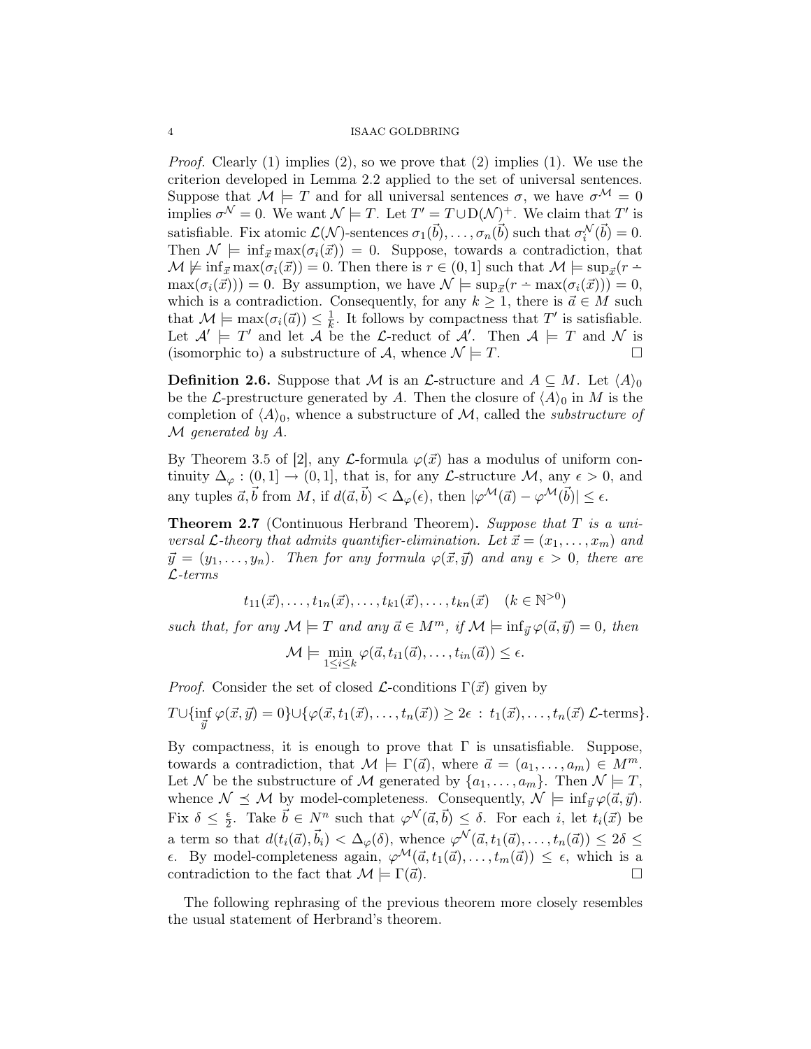*Proof.* Clearly (1) implies (2), so we prove that (2) implies (1). We use the criterion developed in Lemma 2.2 applied to the set of universal sentences. Suppose that $\mathcal{M} \models T$ and for all universal sentences $\sigma$, we have $\sigma^{\mathcal{M}} = 0$ implies $\sigma^{\mathcal{N}} = 0$. We want $\mathcal{N} \models T$. Let $T' = T \cup \mathrm{D}(\mathcal{N})^+$. We claim that $T'$ is satisfiable. Fix atomic $\mathcal{L}(\mathcal{N})$-sentences $\sigma_1(\vec{b}), \ldots, \sigma_n(\vec{b})$ such that $\sigma_i^{\mathcal{N}}(\vec{b}) = 0$. Then $\mathcal{N} \models \inf_{\vec{x}} \max(\sigma_i(\vec{x})) = 0$. Suppose, towards a contradiction, that $\mathcal{M} \not\models \inf_{\vec{x}} \max(\sigma_i(\vec{x})) = 0$. Then there is $r \in (0,1]$ such that $\mathcal{M} \models \sup_{\vec{x}}(r \dot{-} \max(\sigma_i(\vec{x}))) = 0$. By assumption, we have $\mathcal{N} \models \sup_{\vec{x}}(r \dot{-} \max(\sigma_i(\vec{x}))) = 0$, which is a contradiction. Consequently, for any $k \geq 1$, there is $\vec{a} \in M$ such that $\mathcal{M} \models \max(\sigma_i(\vec{a})) \leq \frac{1}{k}$. It follows by compactness that $T'$ is satisfiable. Let $\mathcal{A}' \models T'$ and let $\mathcal{A}$ be the $\mathcal{L}$-reduct of $\mathcal{A}'$. Then $\mathcal{A} \models T$ and $\mathcal{N}$ is (isomorphic to) a substructure of $\mathcal{A}$, whence $\mathcal{N} \models T$. $\square$

**Definition 2.6.** Suppose that $\mathcal{M}$ is an $\mathcal{L}$-structure and $A \subseteq M$. Let $\langle A \rangle_0$ be the $\mathcal{L}$-prestructure generated by $A$. Then the closure of $\langle A \rangle_0$ in $M$ is the completion of $\langle A \rangle_0$, whence a substructure of $\mathcal{M}$, called the *substructure of $\mathcal{M}$ generated by $A$*.

By Theorem 3.5 of [2], any $\mathcal{L}$-formula $\varphi(\vec{x})$ has a modulus of uniform continuity $\Delta_\varphi : (0,1] \to (0,1]$, that is, for any $\mathcal{L}$-structure $\mathcal{M}$, any $\epsilon > 0$, and any tuples $\vec{a}, \vec{b}$ from $M$, if $d(\vec{a}, \vec{b}) < \Delta_\varphi(\epsilon)$, then $|\varphi^{\mathcal{M}}(\vec{a}) - \varphi^{\mathcal{M}}(\vec{b})| \leq \epsilon$.

**Theorem 2.7** (Continuous Herbrand Theorem)**.** *Suppose that $T$ is a universal $\mathcal{L}$-theory that admits quantifier-elimination. Let $\vec{x} = (x_1, \ldots, x_m)$ and $\vec{y} = (y_1, \ldots, y_n)$. Then for any formula $\varphi(\vec{x}, \vec{y})$ and any $\epsilon > 0$, there are $\mathcal{L}$-terms*

$$t_{11}(\vec{x}), \ldots, t_{1n}(\vec{x}), \ldots, t_{k1}(\vec{x}), \ldots, t_{kn}(\vec{x}) \quad (k \in \mathbb{N}^{>0})$$

*such that, for any $\mathcal{M} \models T$ and any $\vec{a} \in M^m$, if $\mathcal{M} \models \inf_{\vec{y}} \varphi(\vec{a}, \vec{y}) = 0$, then*

$$\mathcal{M} \models \min_{1 \leq i \leq k} \varphi(\vec{a}, t_{i1}(\vec{a}), \ldots, t_{in}(\vec{a})) \leq \epsilon.$$

*Proof.* Consider the set of closed $\mathcal{L}$-conditions $\Gamma(\vec{x})$ given by

$$T \cup \{\inf_{\vec{y}} \varphi(\vec{x}, \vec{y}) = 0\} \cup \{\varphi(\vec{x}, t_1(\vec{x}), \ldots, t_n(\vec{x})) \geq 2\epsilon \ : \ t_1(\vec{x}), \ldots, t_n(\vec{x}) \ \mathcal{L}\text{-terms}\}.$$

By compactness, it is enough to prove that $\Gamma$ is unsatisfiable. Suppose, towards a contradiction, that $\mathcal{M} \models \Gamma(\vec{a})$, where $\vec{a} = (a_1, \ldots, a_m) \in M^m$. Let $\mathcal{N}$ be the substructure of $\mathcal{M}$ generated by $\{a_1, \ldots, a_m\}$. Then $\mathcal{N} \models T$, whence $\mathcal{N} \preceq \mathcal{M}$ by model-completeness. Consequently, $\mathcal{N} \models \inf_{\vec{y}} \varphi(\vec{a}, \vec{y})$. Fix $\delta \leq \frac{\epsilon}{2}$. Take $\vec{b} \in N^n$ such that $\varphi^{\mathcal{N}}(\vec{a}, \vec{b}) \leq \delta$. For each $i$, let $t_i(\vec{x})$ be a term so that $d(t_i(\vec{a}), \vec{b}_i) < \Delta_\varphi(\delta)$, whence $\varphi^{\mathcal{N}}(\vec{a}, t_1(\vec{a}), \ldots, t_n(\vec{a})) \leq 2\delta \leq \epsilon$. By model-completeness again, $\varphi^{\mathcal{M}}(\vec{a}, t_1(\vec{a}), \ldots, t_m(\vec{a})) \leq \epsilon$, which is a contradiction to the fact that $\mathcal{M} \models \Gamma(\vec{a})$. $\square$

The following rephrasing of the previous theorem more closely resembles the usual statement of Herbrand's theorem.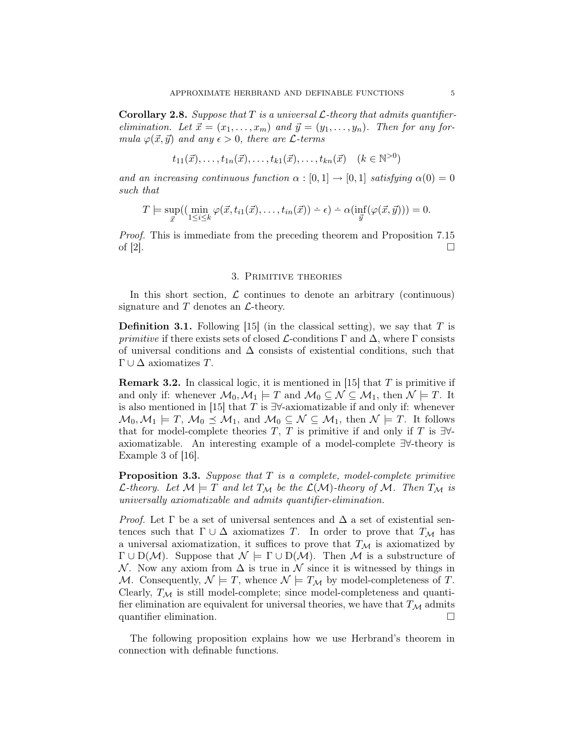**Corollary 2.8.** *Suppose that $T$ is a universal $\mathcal{L}$-theory that admits quantifier-elimination. Let $\vec{x} = (x_1, \ldots, x_m)$ and $\vec{y} = (y_1, \ldots, y_n)$. Then for any formula $\varphi(\vec{x}, \vec{y})$ and any $\epsilon > 0$, there are $\mathcal{L}$-terms*

$$t_{11}(\vec{x}), \ldots, t_{1n}(\vec{x}), \ldots, t_{k1}(\vec{x}), \ldots, t_{kn}(\vec{x}) \quad (k \in \mathbb{N}^{>0})$$

*and an increasing continuous function $\alpha : [0,1] \to [0,1]$ satisfying $\alpha(0) = 0$ such that*

$$T \models \sup_{\vec{x}}((\min_{1 \le i \le k} \varphi(\vec{x}, t_{i1}(\vec{x}), \ldots, t_{in}(\vec{x})) \dot{-} \epsilon) \dot{-} \alpha(\inf_{\vec{y}}(\varphi(\vec{x}, \vec{y})))) = 0.$$

*Proof.* This is immediate from the preceding theorem and Proposition 7.15 of [2]. □

## 3. Primitive theories

In this short section, $\mathcal{L}$ continues to denote an arbitrary (continuous) signature and $T$ denotes an $\mathcal{L}$-theory.

**Definition 3.1.** Following [15] (in the classical setting), we say that $T$ is *primitive* if there exists sets of closed $\mathcal{L}$-conditions $\Gamma$ and $\Delta$, where $\Gamma$ consists of universal conditions and $\Delta$ consists of existential conditions, such that $\Gamma \cup \Delta$ axiomatizes $T$.

**Remark 3.2.** In classical logic, it is mentioned in [15] that $T$ is primitive if and only if: whenever $\mathcal{M}_0, \mathcal{M}_1 \models T$ and $\mathcal{M}_0 \subseteq \mathcal{N} \subseteq \mathcal{M}_1$, then $\mathcal{N} \models T$. It is also mentioned in [15] that $T$ is $\exists\forall$-axiomatizable if and only if: whenever $\mathcal{M}_0, \mathcal{M}_1 \models T$, $\mathcal{M}_0 \preceq \mathcal{M}_1$, and $\mathcal{M}_0 \subseteq \mathcal{N} \subseteq \mathcal{M}_1$, then $\mathcal{N} \models T$. It follows that for model-complete theories $T$, $T$ is primitive if and only if $T$ is $\exists\forall$-axiomatizable. An interesting example of a model-complete $\exists\forall$-theory is Example 3 of [16].

**Proposition 3.3.** *Suppose that $T$ is a complete, model-complete primitive $\mathcal{L}$-theory. Let $\mathcal{M} \models T$ and let $T_{\mathcal{M}}$ be the $\mathcal{L}(\mathcal{M})$-theory of $\mathcal{M}$. Then $T_{\mathcal{M}}$ is universally axiomatizable and admits quantifier-elimination.*

*Proof.* Let $\Gamma$ be a set of universal sentences and $\Delta$ a set of existential sentences such that $\Gamma \cup \Delta$ axiomatizes $T$. In order to prove that $T_{\mathcal{M}}$ has a universal axiomatization, it suffices to prove that $T_{\mathcal{M}}$ is axiomatized by $\Gamma \cup \mathrm{D}(\mathcal{M})$. Suppose that $\mathcal{N} \models \Gamma \cup \mathrm{D}(\mathcal{M})$. Then $\mathcal{M}$ is a substructure of $\mathcal{N}$. Now any axiom from $\Delta$ is true in $\mathcal{N}$ since it is witnessed by things in $\mathcal{M}$. Consequently, $\mathcal{N} \models T$, whence $\mathcal{N} \models T_{\mathcal{M}}$ by model-completeness of $T$. Clearly, $T_{\mathcal{M}}$ is still model-complete; since model-completeness and quantifier elimination are equivalent for universal theories, we have that $T_{\mathcal{M}}$ admits quantifier elimination. □

The following proposition explains how we use Herbrand's theorem in connection with definable functions.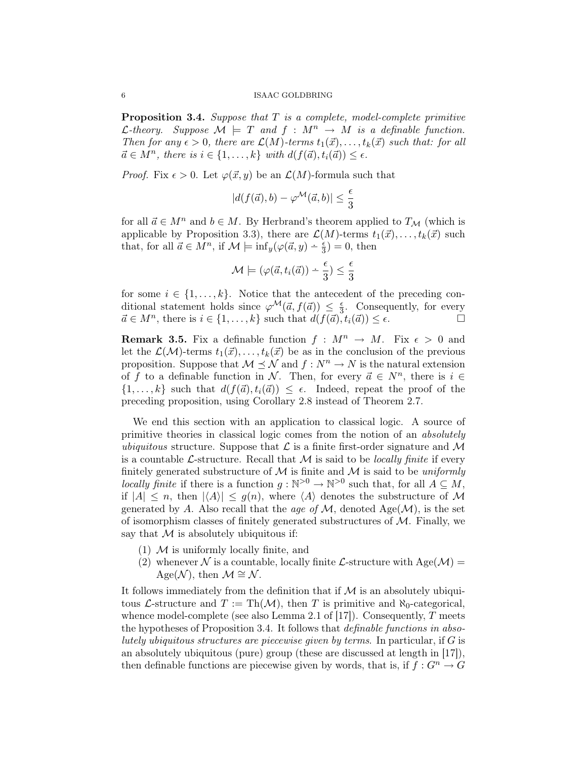**Proposition 3.4.** *Suppose that $T$ is a complete, model-complete primitive $\mathcal{L}$-theory. Suppose $\mathcal{M} \models T$ and $f : M^n \to M$ is a definable function. Then for any $\epsilon > 0$, there are $\mathcal{L}(M)$-terms $t_1(\vec{x}), \ldots, t_k(\vec{x})$ such that: for all $\vec{a} \in M^n$, there is $i \in \{1, \ldots, k\}$ with $d(f(\vec{a}), t_i(\vec{a})) \leq \epsilon$.*

*Proof.* Fix $\epsilon > 0$. Let $\varphi(\vec{x}, y)$ be an $\mathcal{L}(M)$-formula such that

$$|d(f(\vec{a}), b) - \varphi^{\mathcal{M}}(\vec{a}, b)| \leq \frac{\epsilon}{3}$$

for all $\vec{a} \in M^n$ and $b \in M$. By Herbrand's theorem applied to $T_{\mathcal{M}}$ (which is applicable by Proposition 3.3), there are $\mathcal{L}(M)$-terms $t_1(\vec{x}), \ldots, t_k(\vec{x})$ such that, for all $\vec{a} \in M^n$, if $\mathcal{M} \models \inf_y(\varphi(\vec{a}, y) \dot{-} \frac{\epsilon}{3}) = 0$, then

$$\mathcal{M} \models (\varphi(\vec{a}, t_i(\vec{a})) \dot{-} \frac{\epsilon}{3}) \leq \frac{\epsilon}{3}$$

for some $i \in \{1, \ldots, k\}$. Notice that the antecedent of the preceding conditional statement holds since $\varphi^{\mathcal{M}}(\vec{a}, f(\vec{a})) \leq \frac{\epsilon}{3}$. Consequently, for every $\vec{a} \in M^n$, there is $i \in \{1, \ldots, k\}$ such that $d(f(\vec{a}), t_i(\vec{a})) \leq \epsilon$. □

**Remark 3.5.** Fix a definable function $f : M^n \to M$. Fix $\epsilon > 0$ and let the $\mathcal{L}(\mathcal{M})$-terms $t_1(\vec{x}), \ldots, t_k(\vec{x})$ be as in the conclusion of the previous proposition. Suppose that $\mathcal{M} \preceq \mathcal{N}$ and $f : N^n \to N$ is the natural extension of $f$ to a definable function in $\mathcal{N}$. Then, for every $\vec{a} \in N^n$, there is $i \in \{1, \ldots, k\}$ such that $d(f(\vec{a}), t_i(\vec{a})) \leq \epsilon$. Indeed, repeat the proof of the preceding proposition, using Corollary 2.8 instead of Theorem 2.7.

We end this section with an application to classical logic. A source of primitive theories in classical logic comes from the notion of an *absolutely ubiquitous* structure. Suppose that $\mathcal{L}$ is a finite first-order signature and $\mathcal{M}$ is a countable $\mathcal{L}$-structure. Recall that $\mathcal{M}$ is said to be *locally finite* if every finitely generated substructure of $\mathcal{M}$ is finite and $\mathcal{M}$ is said to be *uniformly locally finite* if there is a function $g : \mathbb{N}^{>0} \to \mathbb{N}^{>0}$ such that, for all $A \subseteq M$, if $|A| \leq n$, then $|\langle A \rangle| \leq g(n)$, where $\langle A \rangle$ denotes the substructure of $\mathcal{M}$ generated by $A$. Also recall that the *age of* $\mathcal{M}$, denoted $\mathrm{Age}(\mathcal{M})$, is the set of isomorphism classes of finitely generated substructures of $\mathcal{M}$. Finally, we say that $\mathcal{M}$ is absolutely ubiquitous if:

1. $\mathcal{M}$ is uniformly locally finite, and
2. whenever $\mathcal{N}$ is a countable, locally finite $\mathcal{L}$-structure with $\mathrm{Age}(\mathcal{M}) = \mathrm{Age}(\mathcal{N})$, then $\mathcal{M} \cong \mathcal{N}$.

It follows immediately from the definition that if $\mathcal{M}$ is an absolutely ubiquitous $\mathcal{L}$-structure and $T := \mathrm{Th}(\mathcal{M})$, then $T$ is primitive and $\aleph_0$-categorical, whence model-complete (see also Lemma 2.1 of [17]). Consequently, $T$ meets the hypotheses of Proposition 3.4. It follows that *definable functions in absolutely ubiquitous structures are piecewise given by terms*. In particular, if $G$ is an absolutely ubiquitous (pure) group (these are discussed at length in [17]), then definable functions are piecewise given by words, that is, if $f : G^n \to G$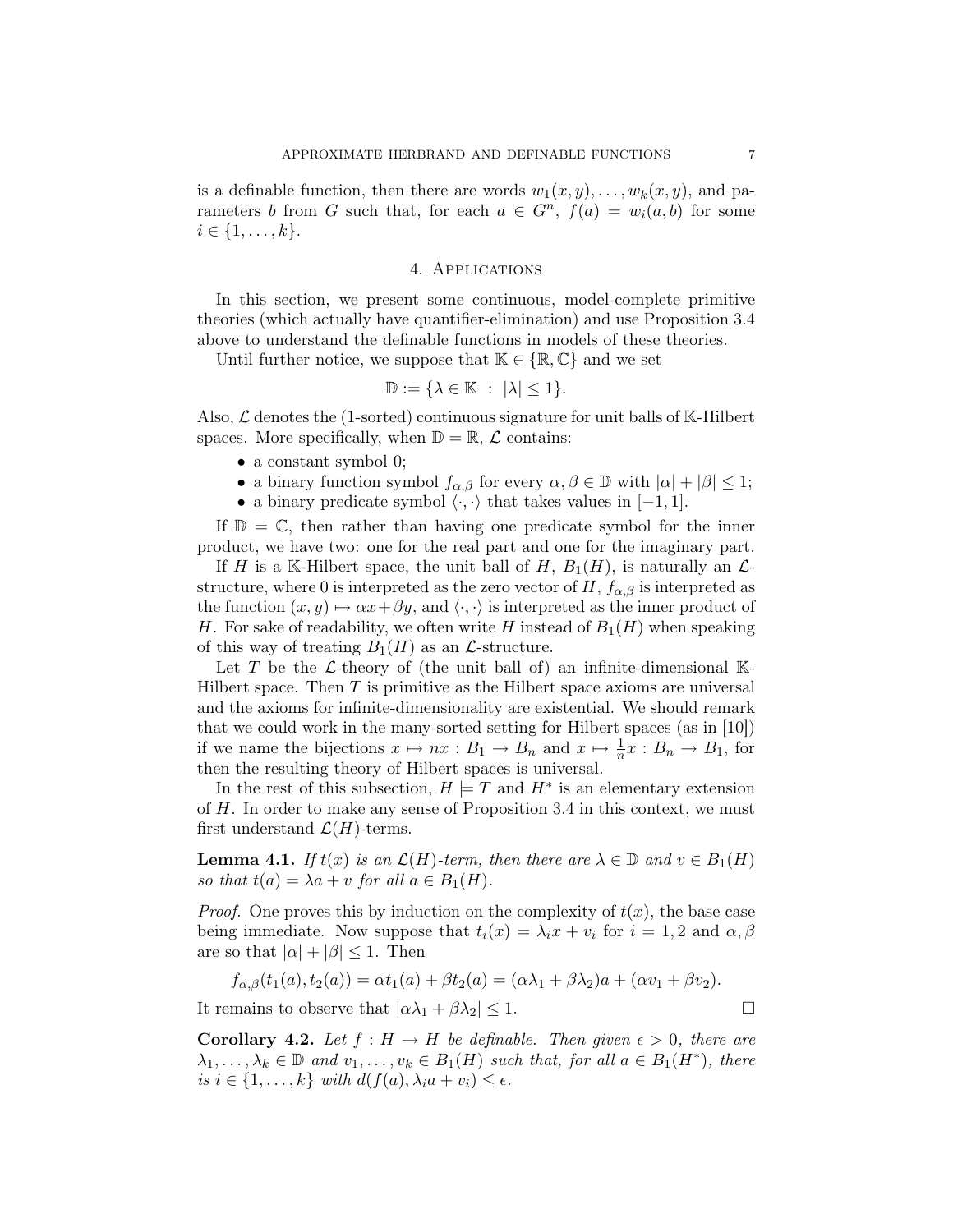is a definable function, then there are words $w_1(x, y), \ldots, w_k(x, y)$, and parameters $b$ from $G$ such that, for each $a \in G^n$, $f(a) = w_i(a, b)$ for some $i \in \{1, \ldots, k\}$.

## 4. Applications

In this section, we present some continuous, model-complete primitive theories (which actually have quantifier-elimination) and use Proposition 3.4 above to understand the definable functions in models of these theories.

Until further notice, we suppose that $\mathbb{K} \in \{\mathbb{R}, \mathbb{C}\}$ and we set

$$\mathbb{D} := \{\lambda \in \mathbb{K} \ : \ |\lambda| \leq 1\}.$$

Also, $\mathcal{L}$ denotes the (1-sorted) continuous signature for unit balls of $\mathbb{K}$-Hilbert spaces. More specifically, when $\mathbb{D} = \mathbb{R}$, $\mathcal{L}$ contains:

- a constant symbol 0;
- a binary function symbol $f_{\alpha,\beta}$ for every $\alpha, \beta \in \mathbb{D}$ with $|\alpha| + |\beta| \leq 1$;
- a binary predicate symbol $\langle \cdot, \cdot \rangle$ that takes values in $[-1, 1]$.

If $\mathbb{D} = \mathbb{C}$, then rather than having one predicate symbol for the inner product, we have two: one for the real part and one for the imaginary part.

If $H$ is a $\mathbb{K}$-Hilbert space, the unit ball of $H$, $B_1(H)$, is naturally an $\mathcal{L}$-structure, where 0 is interpreted as the zero vector of $H$, $f_{\alpha,\beta}$ is interpreted as the function $(x, y) \mapsto \alpha x + \beta y$, and $\langle \cdot, \cdot \rangle$ is interpreted as the inner product of $H$. For sake of readability, we often write $H$ instead of $B_1(H)$ when speaking of this way of treating $B_1(H)$ as an $\mathcal{L}$-structure.

Let $T$ be the $\mathcal{L}$-theory of (the unit ball of) an infinite-dimensional $\mathbb{K}$-Hilbert space. Then $T$ is primitive as the Hilbert space axioms are universal and the axioms for infinite-dimensionality are existential. We should remark that we could work in the many-sorted setting for Hilbert spaces (as in [10]) if we name the bijections $x \mapsto nx : B_1 \to B_n$ and $x \mapsto \frac{1}{n}x : B_n \to B_1$, for then the resulting theory of Hilbert spaces is universal.

In the rest of this subsection, $H \models T$ and $H^*$ is an elementary extension of $H$. In order to make any sense of Proposition 3.4 in this context, we must first understand $\mathcal{L}(H)$-terms.

**Lemma 4.1.** *If $t(x)$ is an $\mathcal{L}(H)$-term, then there are $\lambda \in \mathbb{D}$ and $v \in B_1(H)$ so that $t(a) = \lambda a + v$ for all $a \in B_1(H)$.*

*Proof.* One proves this by induction on the complexity of $t(x)$, the base case being immediate. Now suppose that $t_i(x) = \lambda_i x + v_i$ for $i = 1, 2$ and $\alpha, \beta$ are so that $|\alpha| + |\beta| \leq 1$. Then

$$f_{\alpha,\beta}(t_1(a), t_2(a)) = \alpha t_1(a) + \beta t_2(a) = (\alpha\lambda_1 + \beta\lambda_2)a + (\alpha v_1 + \beta v_2).$$

It remains to observe that $|\alpha\lambda_1 + \beta\lambda_2| \leq 1$. $\square$

**Corollary 4.2.** *Let $f : H \to H$ be definable. Then given $\epsilon > 0$, there are $\lambda_1, \ldots, \lambda_k \in \mathbb{D}$ and $v_1, \ldots, v_k \in B_1(H)$ such that, for all $a \in B_1(H^*)$, there is $i \in \{1, \ldots, k\}$ with $d(f(a), \lambda_i a + v_i) \leq \epsilon$.*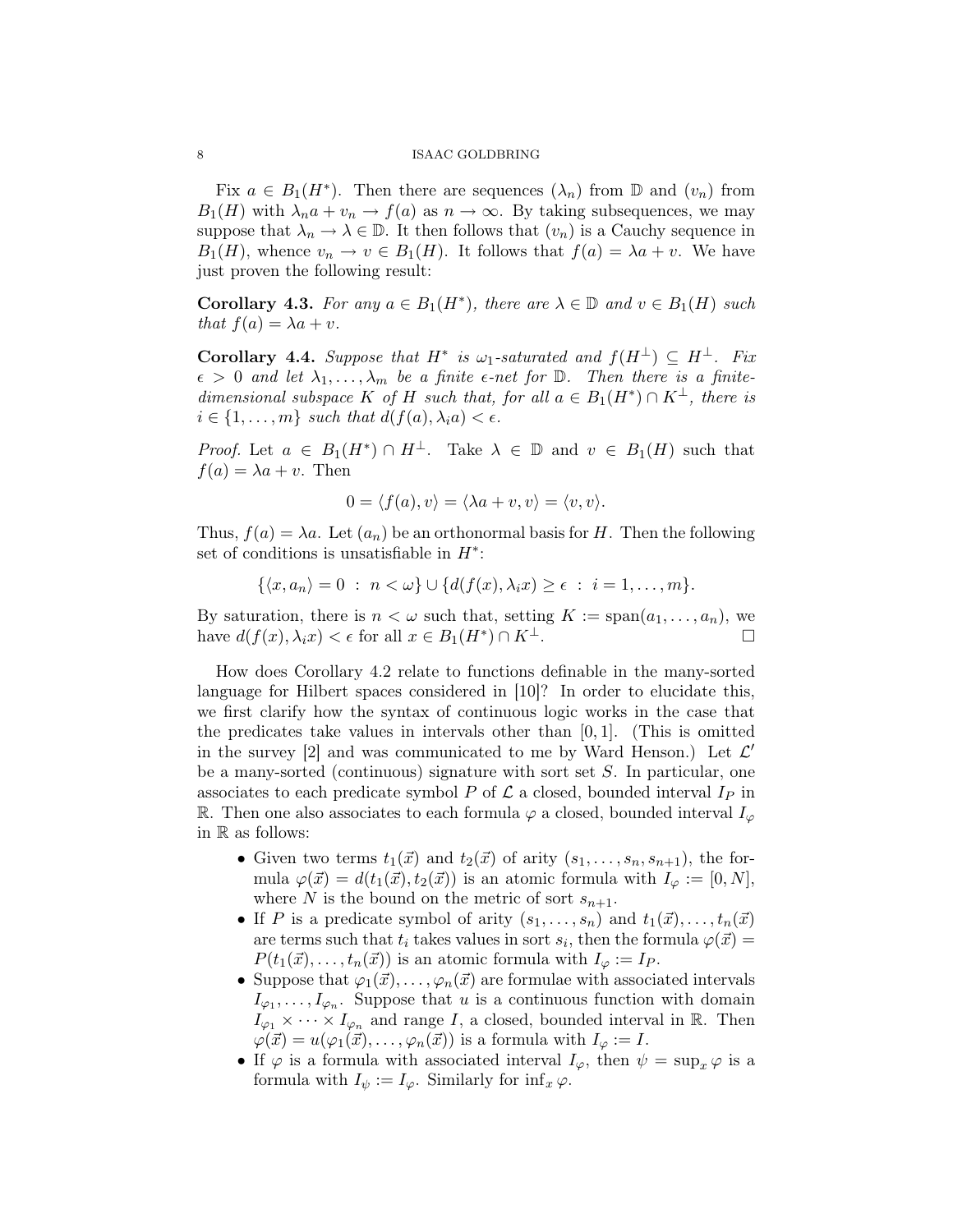Fix $a \in B_1(H^*)$. Then there are sequences $(\lambda_n)$ from $\mathbb{D}$ and $(v_n)$ from $B_1(H)$ with $\lambda_n a + v_n \to f(a)$ as $n \to \infty$. By taking subsequences, we may suppose that $\lambda_n \to \lambda \in \mathbb{D}$. It then follows that $(v_n)$ is a Cauchy sequence in $B_1(H)$, whence $v_n \to v \in B_1(H)$. It follows that $f(a) = \lambda a + v$. We have just proven the following result:

**Corollary 4.3.** *For any $a \in B_1(H^*)$, there are $\lambda \in \mathbb{D}$ and $v \in B_1(H)$ such that $f(a) = \lambda a + v$.*

**Corollary 4.4.** *Suppose that $H^*$ is $\omega_1$-saturated and $f(H^\perp) \subseteq H^\perp$. Fix $\epsilon > 0$ and let $\lambda_1, \ldots, \lambda_m$ be a finite $\epsilon$-net for $\mathbb{D}$. Then there is a finite-dimensional subspace $K$ of $H$ such that, for all $a \in B_1(H^*) \cap K^\perp$, there is $i \in \{1, \ldots, m\}$ such that $d(f(a), \lambda_i a) < \epsilon$.*

*Proof.* Let $a \in B_1(H^*) \cap H^\perp$. Take $\lambda \in \mathbb{D}$ and $v \in B_1(H)$ such that $f(a) = \lambda a + v$. Then

$$0 = \langle f(a), v \rangle = \langle \lambda a + v, v \rangle = \langle v, v \rangle.$$

Thus, $f(a) = \lambda a$. Let $(a_n)$ be an orthonormal basis for $H$. Then the following set of conditions is unsatisfiable in $H^*$:

$$\{\langle x, a_n \rangle = 0 \ : \ n < \omega\} \cup \{d(f(x), \lambda_i x) \geq \epsilon \ : \ i = 1, \ldots, m\}.$$

By saturation, there is $n < \omega$ such that, setting $K := \operatorname{span}(a_1, \ldots, a_n)$, we have $d(f(x), \lambda_i x) < \epsilon$ for all $x \in B_1(H^*) \cap K^\perp$. $\square$

How does Corollary 4.2 relate to functions definable in the many-sorted language for Hilbert spaces considered in [10]? In order to elucidate this, we first clarify how the syntax of continuous logic works in the case that the predicates take values in intervals other than $[0, 1]$. (This is omitted in the survey [2] and was communicated to me by Ward Henson.) Let $\mathcal{L}'$ be a many-sorted (continuous) signature with sort set $S$. In particular, one associates to each predicate symbol $P$ of $\mathcal{L}$ a closed, bounded interval $I_P$ in $\mathbb{R}$. Then one also associates to each formula $\varphi$ a closed, bounded interval $I_\varphi$ in $\mathbb{R}$ as follows:

- Given two terms $t_1(\vec{x})$ and $t_2(\vec{x})$ of arity $(s_1, \ldots, s_n, s_{n+1})$, the formula $\varphi(\vec{x}) = d(t_1(\vec{x}), t_2(\vec{x}))$ is an atomic formula with $I_\varphi := [0, N]$, where $N$ is the bound on the metric of sort $s_{n+1}$.
- If $P$ is a predicate symbol of arity $(s_1, \ldots, s_n)$ and $t_1(\vec{x}), \ldots, t_n(\vec{x})$ are terms such that $t_i$ takes values in sort $s_i$, then the formula $\varphi(\vec{x}) = P(t_1(\vec{x}), \ldots, t_n(\vec{x}))$ is an atomic formula with $I_\varphi := I_P$.
- Suppose that $\varphi_1(\vec{x}), \ldots, \varphi_n(\vec{x})$ are formulae with associated intervals $I_{\varphi_1}, \ldots, I_{\varphi_n}$. Suppose that $u$ is a continuous function with domain $I_{\varphi_1} \times \cdots \times I_{\varphi_n}$ and range $I$, a closed, bounded interval in $\mathbb{R}$. Then $\varphi(\vec{x}) = u(\varphi_1(\vec{x}), \ldots, \varphi_n(\vec{x}))$ is a formula with $I_\varphi := I$.
- If $\varphi$ is a formula with associated interval $I_\varphi$, then $\psi = \sup_x \varphi$ is a formula with $I_\psi := I_\varphi$. Similarly for $\inf_x \varphi$.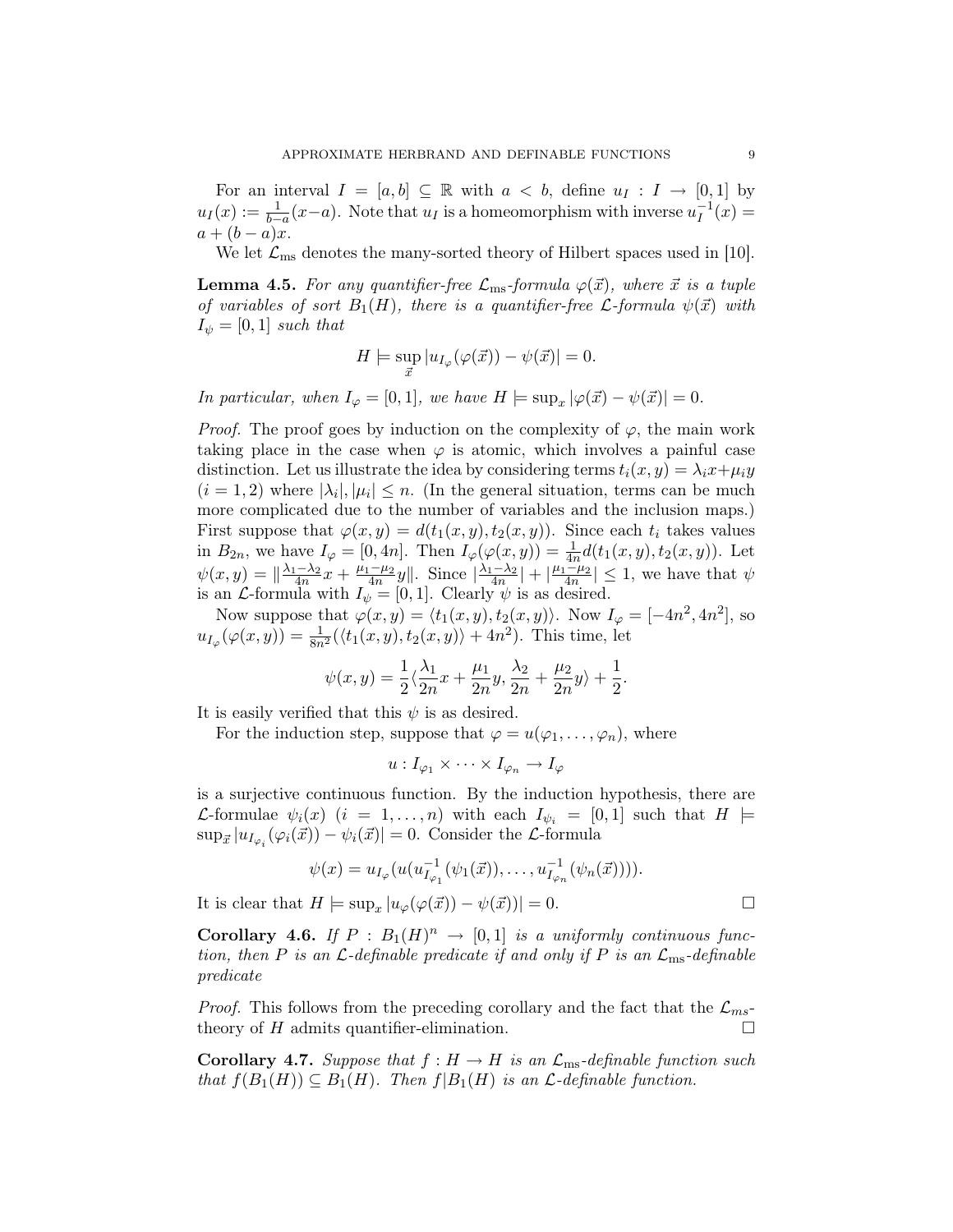For an interval $I = [a, b] \subseteq \mathbb{R}$ with $a < b$, define $u_I : I \to [0, 1]$ by $u_I(x) := \frac{1}{b-a}(x-a)$. Note that $u_I$ is a homeomorphism with inverse $u_I^{-1}(x) = a + (b-a)x$.

We let $\mathcal{L}_{\text{ms}}$ denotes the many-sorted theory of Hilbert spaces used in [10].

**Lemma 4.5.** *For any quantifier-free $\mathcal{L}_{\text{ms}}$-formula $\varphi(\vec{x})$, where $\vec{x}$ is a tuple of variables of sort $B_1(H)$, there is a quantifier-free $\mathcal{L}$-formula $\psi(\vec{x})$ with $I_\psi = [0, 1]$ such that*

$$H \models \sup_{\vec{x}} |u_{I_\varphi}(\varphi(\vec{x})) - \psi(\vec{x})| = 0.$$

*In particular, when $I_\varphi = [0, 1]$, we have $H \models \sup_x |\varphi(\vec{x}) - \psi(\vec{x})| = 0$.*

*Proof.* The proof goes by induction on the complexity of $\varphi$, the main work taking place in the case when $\varphi$ is atomic, which involves a painful case distinction. Let us illustrate the idea by considering terms $t_i(x, y) = \lambda_i x + \mu_i y$ $(i = 1, 2)$ where $|\lambda_i|, |\mu_i| \le n$. (In the general situation, terms can be much more complicated due to the number of variables and the inclusion maps.) First suppose that $\varphi(x, y) = d(t_1(x, y), t_2(x, y))$. Since each $t_i$ takes values in $B_{2n}$, we have $I_\varphi = [0, 4n]$. Then $I_\varphi(\varphi(x, y)) = \frac{1}{4n} d(t_1(x, y), t_2(x, y))$. Let $\psi(x, y) = \|\frac{\lambda_1 - \lambda_2}{4n} x + \frac{\mu_1 - \mu_2}{4n} y\|$. Since $|\frac{\lambda_1 - \lambda_2}{4n}| + |\frac{\mu_1 - \mu_2}{4n}| \le 1$, we have that $\psi$ is an $\mathcal{L}$-formula with $I_\psi = [0, 1]$. Clearly $\psi$ is as desired.

Now suppose that $\varphi(x, y) = \langle t_1(x, y), t_2(x, y)\rangle$. Now $I_\varphi = [-4n^2, 4n^2]$, so $u_{I_\varphi}(\varphi(x, y)) = \frac{1}{8n^2}(\langle t_1(x, y), t_2(x, y)\rangle + 4n^2)$. This time, let

$$\psi(x, y) = \frac{1}{2}\langle \frac{\lambda_1}{2n} x + \frac{\mu_1}{2n} y, \frac{\lambda_2}{2n} + \frac{\mu_2}{2n} y\rangle + \frac{1}{2}.$$

It is easily verified that this $\psi$ is as desired.

For the induction step, suppose that $\varphi = u(\varphi_1, \ldots, \varphi_n)$, where

$$u : I_{\varphi_1} \times \cdots \times I_{\varphi_n} \to I_\varphi$$

is a surjective continuous function. By the induction hypothesis, there are $\mathcal{L}$-formulae $\psi_i(x)$ $(i = 1, \ldots, n)$ with each $I_{\psi_i} = [0, 1]$ such that $H \models \sup_{\vec{x}} |u_{I_{\varphi_i}}(\varphi_i(\vec{x})) - \psi_i(\vec{x})| = 0$. Consider the $\mathcal{L}$-formula

$$\psi(x) = u_{I_\varphi}(u(u_{I_{\varphi_1}}^{-1}(\psi_1(\vec{x})), \ldots, u_{I_{\varphi_n}}^{-1}(\psi_n(\vec{x})))).$$

It is clear that $H \models \sup_x |u_\varphi(\varphi(\vec{x})) - \psi(\vec{x}))| = 0$. $\square$

**Corollary 4.6.** *If $P : B_1(H)^n \to [0, 1]$ is a uniformly continuous function, then $P$ is an $\mathcal{L}$-definable predicate if and only if $P$ is an $\mathcal{L}_{\text{ms}}$-definable predicate*

*Proof.* This follows from the preceding corollary and the fact that the $\mathcal{L}_{ms}$-theory of $H$ admits quantifier-elimination. $\square$

**Corollary 4.7.** *Suppose that $f : H \to H$ is an $\mathcal{L}_{\text{ms}}$-definable function such that $f(B_1(H)) \subseteq B_1(H)$. Then $f|B_1(H)$ is an $\mathcal{L}$-definable function.*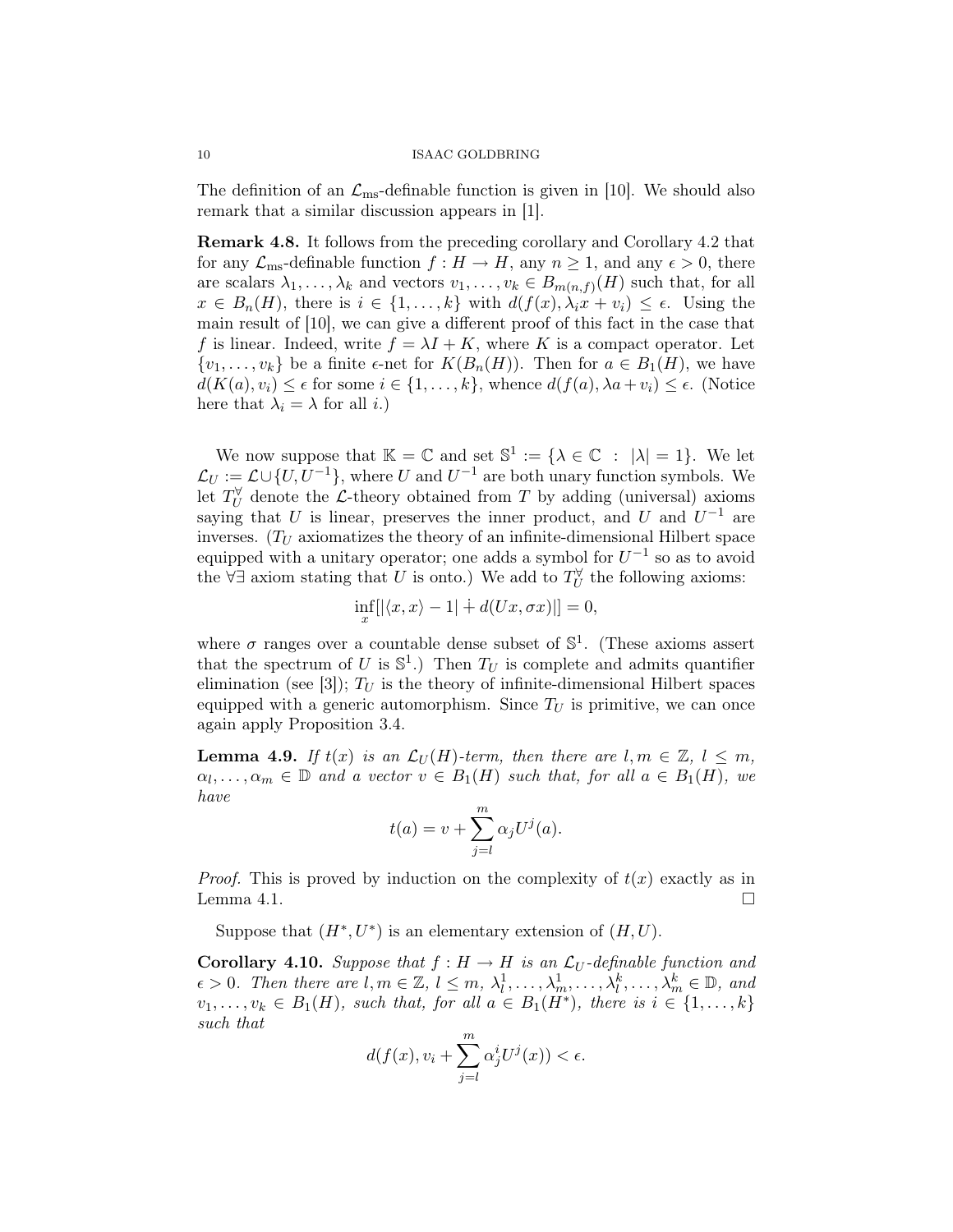The definition of an $\mathcal{L}_{\text{ms}}$-definable function is given in [10]. We should also remark that a similar discussion appears in [1].

**Remark 4.8.** It follows from the preceding corollary and Corollary 4.2 that for any $\mathcal{L}_{\text{ms}}$-definable function $f : H \to H$, any $n \geq 1$, and any $\epsilon > 0$, there are scalars $\lambda_1, \ldots, \lambda_k$ and vectors $v_1, \ldots, v_k \in B_{m(n,f)}(H)$ such that, for all $x \in B_n(H)$, there is $i \in \{1, \ldots, k\}$ with $d(f(x), \lambda_i x + v_i) \leq \epsilon$. Using the main result of [10], we can give a different proof of this fact in the case that $f$ is linear. Indeed, write $f = \lambda I + K$, where $K$ is a compact operator. Let $\{v_1, \ldots, v_k\}$ be a finite $\epsilon$-net for $K(B_n(H))$. Then for $a \in B_1(H)$, we have $d(K(a), v_i) \leq \epsilon$ for some $i \in \{1, \ldots, k\}$, whence $d(f(a), \lambda a + v_i) \leq \epsilon$. (Notice here that $\lambda_i = \lambda$ for all $i$.)

We now suppose that $\mathbb{K} = \mathbb{C}$ and set $\mathbb{S}^1 := \{\lambda \in \mathbb{C} \ : \ |\lambda| = 1\}$. We let $\mathcal{L}_U := \mathcal{L} \cup \{U, U^{-1}\}$, where $U$ and $U^{-1}$ are both unary function symbols. We let $T_U^{\forall}$ denote the $\mathcal{L}$-theory obtained from $T$ by adding (universal) axioms saying that $U$ is linear, preserves the inner product, and $U$ and $U^{-1}$ are inverses. ($T_U$ axiomatizes the theory of an infinite-dimensional Hilbert space equipped with a unitary operator; one adds a symbol for $U^{-1}$ so as to avoid the $\forall\exists$ axiom stating that $U$ is onto.) We add to $T_U^{\forall}$ the following axioms:

$$\inf_x [|\langle x, x\rangle - 1| \dotplus d(Ux, \sigma x)|] = 0,$$

where $\sigma$ ranges over a countable dense subset of $\mathbb{S}^1$. (These axioms assert that the spectrum of $U$ is $\mathbb{S}^1$.) Then $T_U$ is complete and admits quantifier elimination (see [3]); $T_U$ is the theory of infinite-dimensional Hilbert spaces equipped with a generic automorphism. Since $T_U$ is primitive, we can once again apply Proposition 3.4.

**Lemma 4.9.** *If $t(x)$ is an $\mathcal{L}_U(H)$-term, then there are $l, m \in \mathbb{Z}$, $l \leq m$, $\alpha_l, \ldots, \alpha_m \in \mathbb{D}$ and a vector $v \in B_1(H)$ such that, for all $a \in B_1(H)$, we have*

$$t(a) = v + \sum_{j=l}^{m} \alpha_j U^j(a).$$

*Proof.* This is proved by induction on the complexity of $t(x)$ exactly as in Lemma 4.1. $\square$

Suppose that $(H^*, U^*)$ is an elementary extension of $(H, U)$.

**Corollary 4.10.** *Suppose that $f : H \to H$ is an $\mathcal{L}_U$-definable function and $\epsilon > 0$. Then there are $l, m \in \mathbb{Z}$, $l \leq m$, $\lambda_l^1, \ldots, \lambda_m^1, \ldots, \lambda_l^k, \ldots, \lambda_m^k \in \mathbb{D}$, and $v_1, \ldots, v_k \in B_1(H)$, such that, for all $a \in B_1(H^*)$, there is $i \in \{1, \ldots, k\}$ such that*

$$d(f(x), v_i + \sum_{j=l}^{m} \alpha_j^i U^j(x)) < \epsilon.$$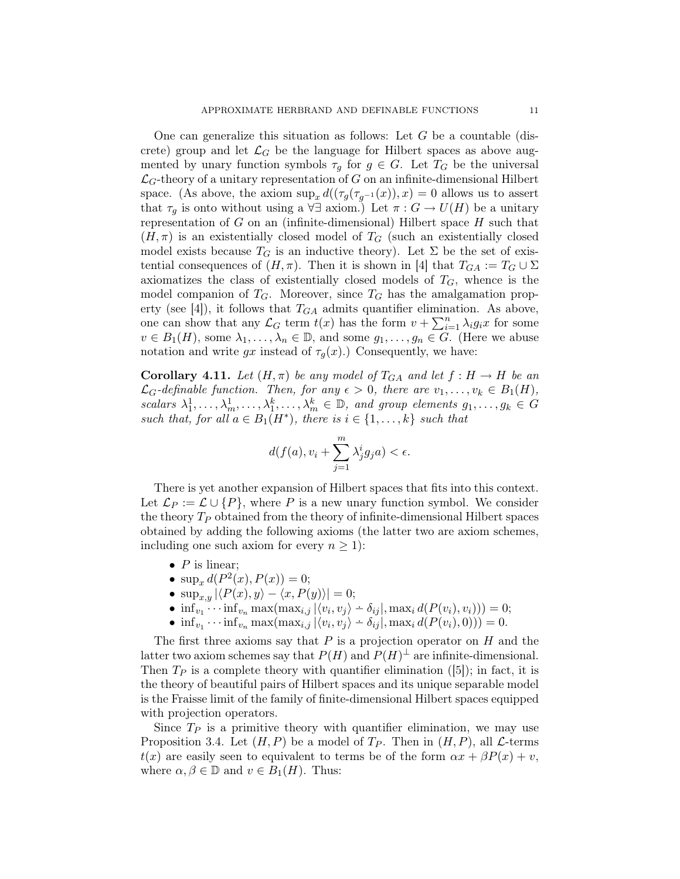One can generalize this situation as follows: Let $G$ be a countable (discrete) group and let $\mathcal{L}_G$ be the language for Hilbert spaces as above augmented by unary function symbols $\tau_g$ for $g \in G$. Let $T_G$ be the universal $\mathcal{L}_G$-theory of a unitary representation of $G$ on an infinite-dimensional Hilbert space. (As above, the axiom $\sup_x d((\tau_g(\tau_{g^{-1}}(x)), x) = 0$ allows us to assert that $\tau_g$ is onto without using a $\forall\exists$ axiom.) Let $\pi : G \to U(H)$ be a unitary representation of $G$ on an (infinite-dimensional) Hilbert space $H$ such that $(H, \pi)$ is an existentially closed model of $T_G$ (such an existentially closed model exists because $T_G$ is an inductive theory). Let $\Sigma$ be the set of existential consequences of $(H, \pi)$. Then it is shown in [4] that $T_{GA} := T_G \cup \Sigma$ axiomatizes the class of existentially closed models of $T_G$, whence is the model companion of $T_G$. Moreover, since $T_G$ has the amalgamation property (see [4]), it follows that $T_{GA}$ admits quantifier elimination. As above, one can show that any $\mathcal{L}_G$ term $t(x)$ has the form $v + \sum_{i=1}^{n} \lambda_i g_i x$ for some $v \in B_1(H)$, some $\lambda_1, \ldots, \lambda_n \in \mathbb{D}$, and some $g_1, \ldots, g_n \in G$. (Here we abuse notation and write $gx$ instead of $\tau_g(x)$.) Consequently, we have:

**Corollary 4.11.** *Let $(H, \pi)$ be any model of $T_{GA}$ and let $f : H \to H$ be an $\mathcal{L}_G$-definable function. Then, for any $\epsilon > 0$, there are $v_1, \ldots, v_k \in B_1(H)$, scalars $\lambda_1^1, \ldots, \lambda_m^1, \ldots, \lambda_1^k, \ldots, \lambda_m^k \in \mathbb{D}$, and group elements $g_1, \ldots, g_k \in G$ such that, for all $a \in B_1(H^*)$, there is $i \in \{1, \ldots, k\}$ such that*

$$d(f(a), v_i + \sum_{j=1}^{m} \lambda_j^i g_j a) < \epsilon.$$

There is yet another expansion of Hilbert spaces that fits into this context. Let $\mathcal{L}_P := \mathcal{L} \cup \{P\}$, where $P$ is a new unary function symbol. We consider the theory $T_P$ obtained from the theory of infinite-dimensional Hilbert spaces obtained by adding the following axioms (the latter two are axiom schemes, including one such axiom for every $n \geq 1$):

- $P$ is linear;
- $\sup_x d(P^2(x), P(x)) = 0$;
- $\sup_{x,y} |\langle P(x), y \rangle - \langle x, P(y) \rangle| = 0$;
- $\inf_{v_1} \cdots \inf_{v_n} \max(\max_{i,j} |\langle v_i, v_j \rangle \dot{-} \delta_{ij}|, \max_i d(P(v_i), v_i))) = 0$;
- $\inf_{v_1} \cdots \inf_{v_n} \max(\max_{i,j} |\langle v_i, v_j \rangle \dot{-} \delta_{ij}|, \max_i d(P(v_i), 0))) = 0$.

The first three axioms say that $P$ is a projection operator on $H$ and the latter two axiom schemes say that $P(H)$ and $P(H)^\perp$ are infinite-dimensional. Then $T_P$ is a complete theory with quantifier elimination ([5]); in fact, it is the theory of beautiful pairs of Hilbert spaces and its unique separable model is the Fraisse limit of the family of finite-dimensional Hilbert spaces equipped with projection operators.

Since $T_P$ is a primitive theory with quantifier elimination, we may use Proposition 3.4. Let $(H, P)$ be a model of $T_P$. Then in $(H, P)$, all $\mathcal{L}$-terms $t(x)$ are easily seen to equivalent to terms be of the form $\alpha x + \beta P(x) + v$, where $\alpha, \beta \in \mathbb{D}$ and $v \in B_1(H)$. Thus: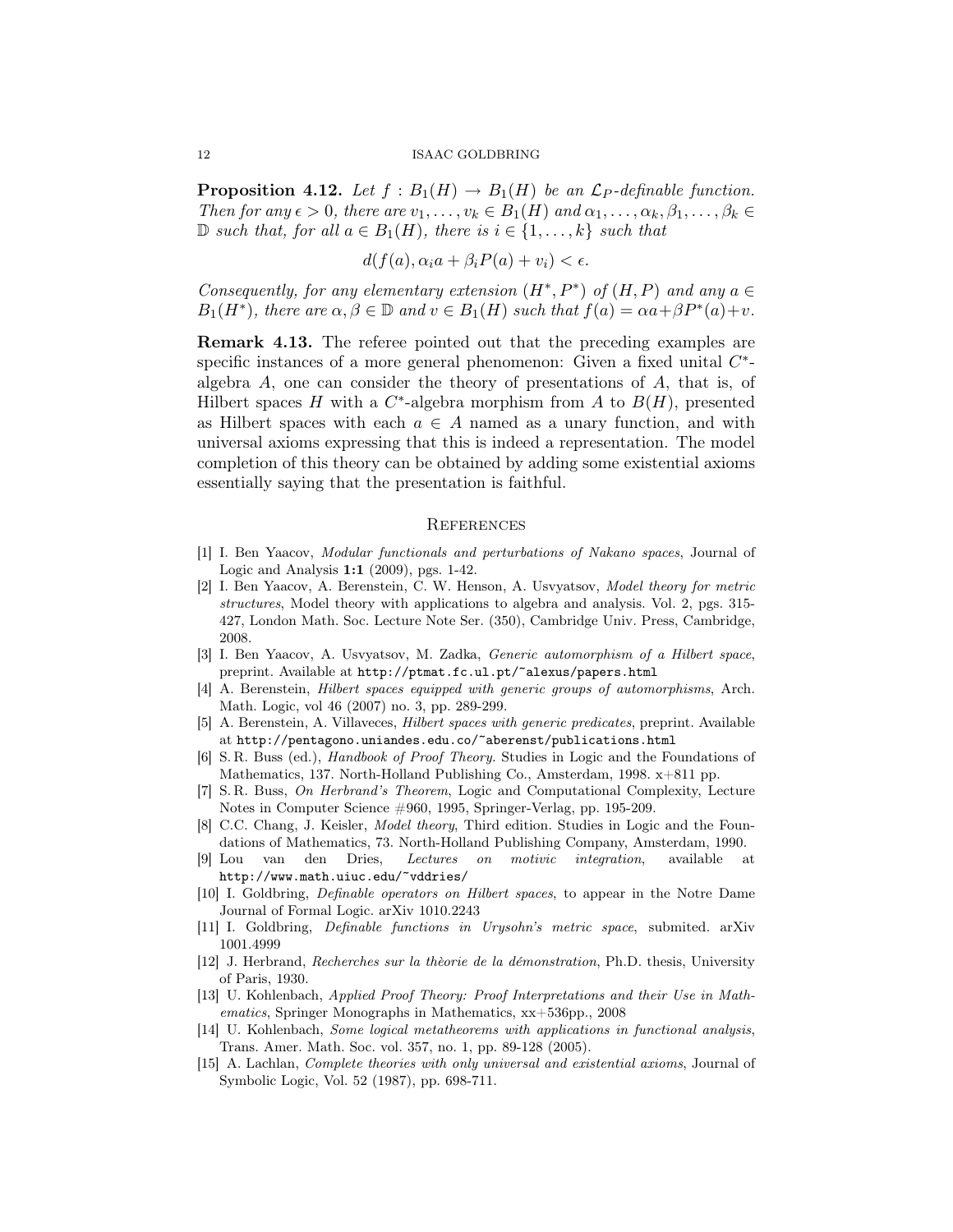**Proposition 4.12.** *Let $f : B_1(H) \to B_1(H)$ be an $\mathcal{L}_P$-definable function. Then for any $\epsilon > 0$, there are $v_1, \ldots, v_k \in B_1(H)$ and $\alpha_1, \ldots, \alpha_k, \beta_1, \ldots, \beta_k \in \mathbb{D}$ such that, for all $a \in B_1(H)$, there is $i \in \{1, \ldots, k\}$ such that*

$$d(f(a), \alpha_i a + \beta_i P(a) + v_i) < \epsilon.$$

*Consequently, for any elementary extension $(H^*, P^*)$ of $(H, P)$ and any $a \in B_1(H^*)$, there are $\alpha, \beta \in \mathbb{D}$ and $v \in B_1(H)$ such that $f(a) = \alpha a + \beta P^*(a) + v$.*

**Remark 4.13.** The referee pointed out that the preceding examples are specific instances of a more general phenomenon: Given a fixed unital $C^*$-algebra $A$, one can consider the theory of presentations of $A$, that is, of Hilbert spaces $H$ with a $C^*$-algebra morphism from $A$ to $B(H)$, presented as Hilbert spaces with each $a \in A$ named as a unary function, and with universal axioms expressing that this is indeed a representation. The model completion of this theory can be obtained by adding some existential axioms essentially saying that the presentation is faithful.

## References

[1] I. Ben Yaacov, *Modular functionals and perturbations of Nakano spaces*, Journal of Logic and Analysis **1:1** (2009), pgs. 1-42.

[2] I. Ben Yaacov, A. Berenstein, C. W. Henson, A. Usvyatsov, *Model theory for metric structures*, Model theory with applications to algebra and analysis. Vol. 2, pgs. 315-427, London Math. Soc. Lecture Note Ser. (350), Cambridge Univ. Press, Cambridge, 2008.

[3] I. Ben Yaacov, A. Usvyatsov, M. Zadka, *Generic automorphism of a Hilbert space*, preprint. Available at `http://ptmat.fc.ul.pt/~alexus/papers.html`

[4] A. Berenstein, *Hilbert spaces equipped with generic groups of automorphisms*, Arch. Math. Logic, vol 46 (2007) no. 3, pp. 289-299.

[5] A. Berenstein, A. Villaveces, *Hilbert spaces with generic predicates*, preprint. Available at `http://pentagono.uniandes.edu.co/~aberenst/publications.html`

[6] S. R. Buss (ed.), *Handbook of Proof Theory*. Studies in Logic and the Foundations of Mathematics, 137. North-Holland Publishing Co., Amsterdam, 1998. x+811 pp.

[7] S. R. Buss, *On Herbrand's Theorem*, Logic and Computational Complexity, Lecture Notes in Computer Science #960, 1995, Springer-Verlag, pp. 195-209.

[8] C.C. Chang, J. Keisler, *Model theory*, Third edition. Studies in Logic and the Foundations of Mathematics, 73. North-Holland Publishing Company, Amsterdam, 1990.

[9] Lou van den Dries, *Lectures on motivic integration*, available at `http://www.math.uiuc.edu/~vddries/`

[10] I. Goldbring, *Definable operators on Hilbert spaces*, to appear in the Notre Dame Journal of Formal Logic. arXiv 1010.2243

[11] I. Goldbring, *Definable functions in Urysohn's metric space*, submited. arXiv 1001.4999

[12] J. Herbrand, *Recherches sur la thèorie de la démonstration*, Ph.D. thesis, University of Paris, 1930.

[13] U. Kohlenbach, *Applied Proof Theory: Proof Interpretations and their Use in Mathematics*, Springer Monographs in Mathematics, xx+536pp., 2008

[14] U. Kohlenbach, *Some logical metatheorems with applications in functional analysis*, Trans. Amer. Math. Soc. vol. 357, no. 1, pp. 89-128 (2005).

[15] A. Lachlan, *Complete theories with only universal and existential axioms*, Journal of Symbolic Logic, Vol. 52 (1987), pp. 698-711.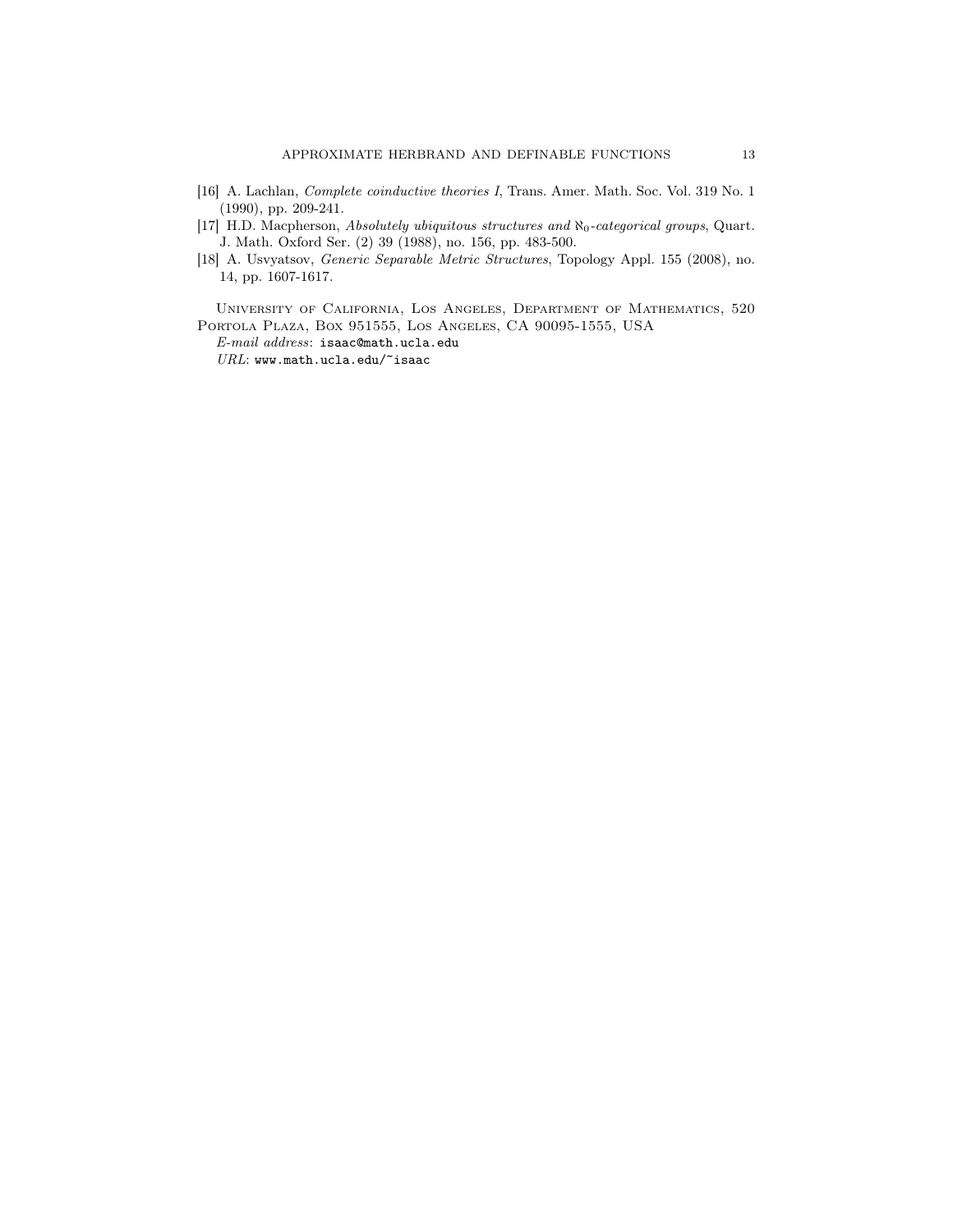[16] A. Lachlan, *Complete coinductive theories I*, Trans. Amer. Math. Soc. Vol. 319 No. 1 (1990), pp. 209-241.

[17] H.D. Macpherson, *Absolutely ubiquitous structures and $\aleph_0$-categorical groups*, Quart. J. Math. Oxford Ser. (2) 39 (1988), no. 156, pp. 483-500.

[18] A. Usvyatsov, *Generic Separable Metric Structures*, Topology Appl. 155 (2008), no. 14, pp. 1607-1617.

University of California, Los Angeles, Department of Mathematics, 520 Portola Plaza, Box 951555, Los Angeles, CA 90095-1555, USA

*E-mail address*: isaac@math.ucla.edu

*URL*: www.math.ucla.edu/~isaac